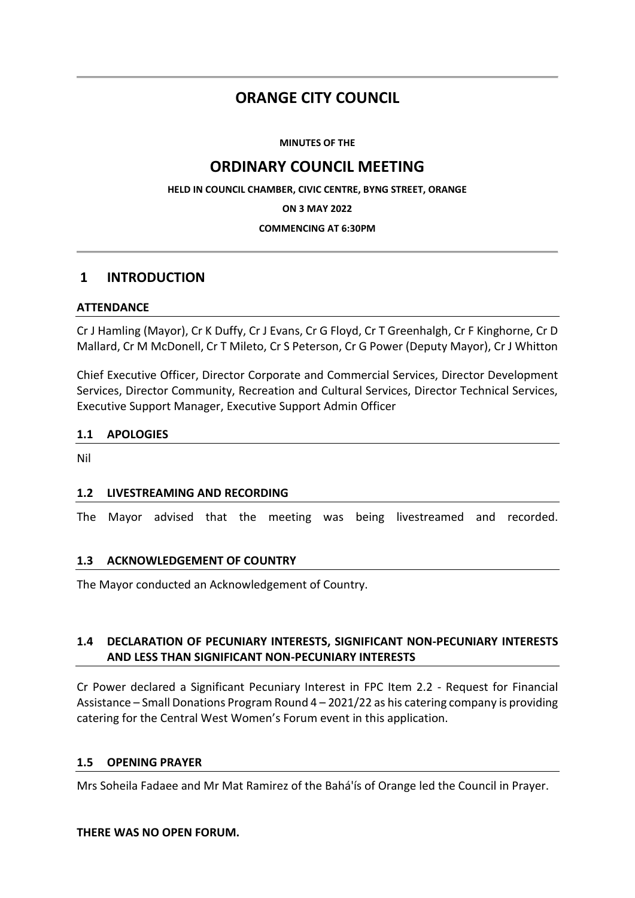# ORANGE CITY COUNCIL

**MINUTES OF THE**

# ORDINARY COUNCIL MEETING

**HELD IN COUNCIL CHAMBER, CIVIC CENTRE, BYNG STREET, ORANGE**

**ON 3 MAY 2022**

**COMMENCING AT 6:30PM**

## 1 INTRODUCTION

### ATTENDANCE

Cr J Hamling (Mayor), Cr K Duffy, Cr J Evans, Cr G Floyd, Cr T Greenhalgh, Cr F Kinghorne, Cr D Mallard, Cr M McDonell, Cr T Mileto, Cr S Peterson, Cr G Power (Deputy Mayor), Cr J Whitton

Chief Executive Officer, Director Corporate and Commercial Services, Director Development Services, Director Community, Recreation and Cultural Services, Director Technical Services, Executive Support Manager, Executive Support Admin Officer

### 1.1 APOLOGIES

Nil

### 1.2 LIVESTREAMING AND RECORDING

The Mayor advised that the meeting was being livestreamed and recorded.

### 1.3 ACKNOWLEDGEMENT OF COUNTRY

The Mayor conducted an Acknowledgement of Country.

### 1.4 DECLARATION OF PECUNIARY INTERESTS, SIGNIFICANT NON-PECUNIARY INTERESTS AND LESS THAN SIGNIFICANT NON-PECUNIARY INTERESTS

Cr Power declared a Significant Pecuniary Interest in FPC Item 2.2 - Request for Financial Assistance – Small Donations Program Round 4 – 2021/22 as his catering company is providing catering for the Central West Women's Forum event in this application.

### 1.5 OPENING PRAYER

Mrs Soheila Fadaee and Mr Mat Ramirez of the Bahá'ís of Orange led the Council in Prayer.

**THERE WAS NO OPEN FORUM.**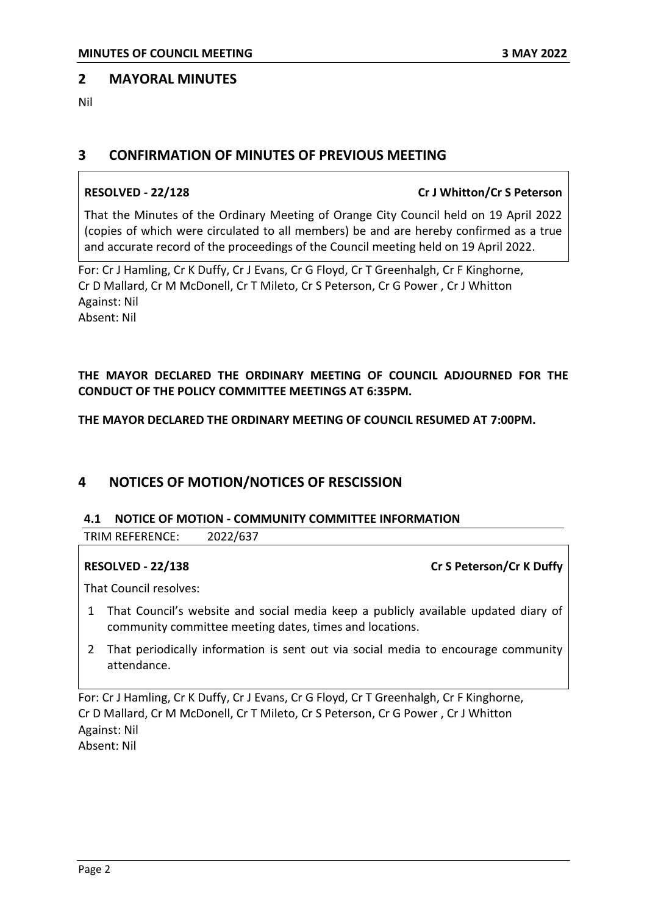## 2 MAYORAL MINUTES

Nil

## 3 CONFIRMATION OF MINUTES OF PREVIOUS MEETING

**RESOLVED - 22/128** **Cr J Whitton/Cr S Peterson**

That the Minutes of the Ordinary Meeting of Orange City Council held on 19 April 2022 (copies of which were circulated to all members) be and are hereby confirmed as a true and accurate record of the proceedings of the Council meeting held on 19 April 2022.

For: Cr J Hamling, Cr K Duffy, Cr J Evans, Cr G Floyd, Cr T Greenhalgh, Cr F Kinghorne, Cr D Mallard, Cr M McDonell, Cr T Mileto, Cr S Peterson, Cr G Power , Cr J Whitton
Against: Nil
Absent: Nil

**THE MAYOR DECLARED THE ORDINARY MEETING OF COUNCIL ADJOURNED FOR THE CONDUCT OF THE POLICY COMMITTEE MEETINGS AT 6:35PM.**

**THE MAYOR DECLARED THE ORDINARY MEETING OF COUNCIL RESUMED AT 7:00PM.**

## 4 NOTICES OF MOTION/NOTICES OF RESCISSION

### 4.1 NOTICE OF MOTION - COMMUNITY COMMITTEE INFORMATION

TRIM REFERENCE: 2022/637

**RESOLVED - 22/138** **Cr S Peterson/Cr K Duffy**

That Council resolves:

1. That Council's website and social media keep a publicly available updated diary of community committee meeting dates, times and locations.
2. That periodically information is sent out via social media to encourage community attendance.

For: Cr J Hamling, Cr K Duffy, Cr J Evans, Cr G Floyd, Cr T Greenhalgh, Cr F Kinghorne, Cr D Mallard, Cr M McDonell, Cr T Mileto, Cr S Peterson, Cr G Power , Cr J Whitton
Against: Nil
Absent: Nil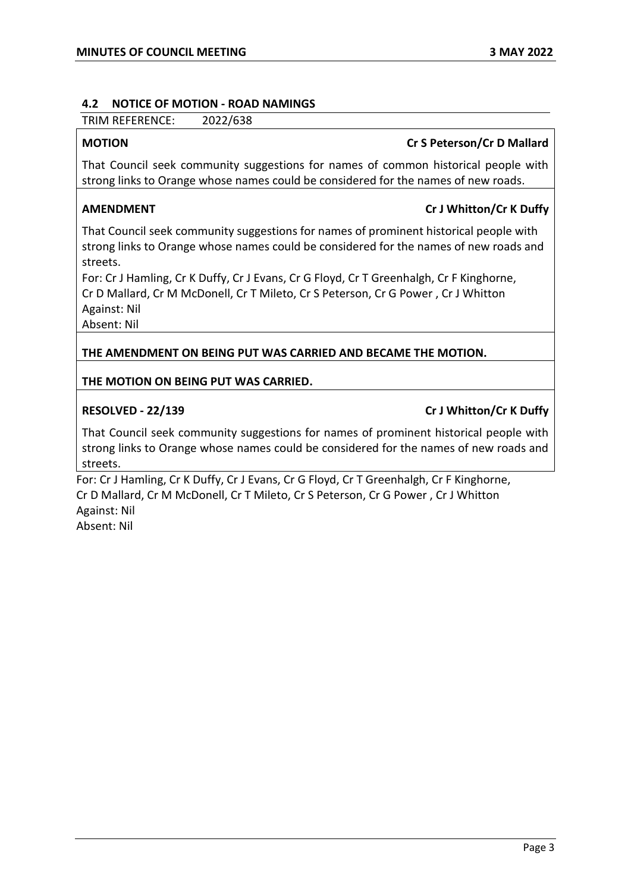## 4.2 NOTICE OF MOTION - ROAD NAMINGS

TRIM REFERENCE: 2022/638

**MOTION** **Cr S Peterson/Cr D Mallard**

That Council seek community suggestions for names of common historical people with strong links to Orange whose names could be considered for the names of new roads.

**AMENDMENT** **Cr J Whitton/Cr K Duffy**

That Council seek community suggestions for names of prominent historical people with strong links to Orange whose names could be considered for the names of new roads and streets.

For: Cr J Hamling, Cr K Duffy, Cr J Evans, Cr G Floyd, Cr T Greenhalgh, Cr F Kinghorne, Cr D Mallard, Cr M McDonell, Cr T Mileto, Cr S Peterson, Cr G Power , Cr J Whitton
Against: Nil
Absent: Nil

**THE AMENDMENT ON BEING PUT WAS CARRIED AND BECAME THE MOTION.**

**THE MOTION ON BEING PUT WAS CARRIED.**

**RESOLVED - 22/139** **Cr J Whitton/Cr K Duffy**

That Council seek community suggestions for names of prominent historical people with strong links to Orange whose names could be considered for the names of new roads and streets.

For: Cr J Hamling, Cr K Duffy, Cr J Evans, Cr G Floyd, Cr T Greenhalgh, Cr F Kinghorne, Cr D Mallard, Cr M McDonell, Cr T Mileto, Cr S Peterson, Cr G Power , Cr J Whitton
Against: Nil
Absent: Nil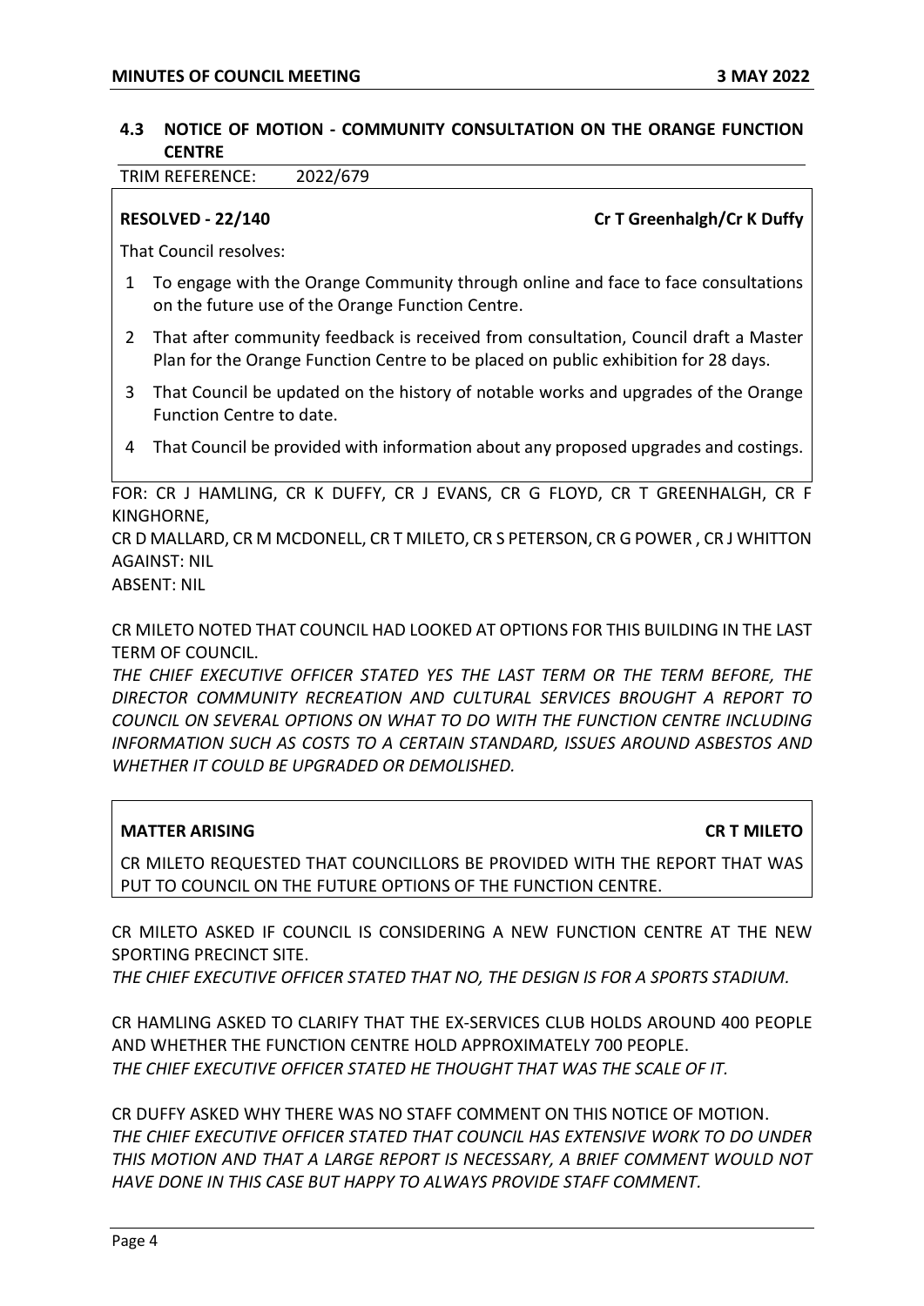## 4.3 NOTICE OF MOTION - COMMUNITY CONSULTATION ON THE ORANGE FUNCTION CENTRE

TRIM REFERENCE: 2022/679

**RESOLVED - 22/140** **Cr T Greenhalgh/Cr K Duffy**

That Council resolves:

1. To engage with the Orange Community through online and face to face consultations on the future use of the Orange Function Centre.
2. That after community feedback is received from consultation, Council draft a Master Plan for the Orange Function Centre to be placed on public exhibition for 28 days.
3. That Council be updated on the history of notable works and upgrades of the Orange Function Centre to date.
4. That Council be provided with information about any proposed upgrades and costings.

FOR: CR J HAMLING, CR K DUFFY, CR J EVANS, CR G FLOYD, CR T GREENHALGH, CR F KINGHORNE,
CR D MALLARD, CR M MCDONELL, CR T MILETO, CR S PETERSON, CR G POWER , CR J WHITTON
AGAINST: NIL
ABSENT: NIL

CR MILETO NOTED THAT COUNCIL HAD LOOKED AT OPTIONS FOR THIS BUILDING IN THE LAST TERM OF COUNCIL.
*THE CHIEF EXECUTIVE OFFICER STATED YES THE LAST TERM OR THE TERM BEFORE, THE DIRECTOR COMMUNITY RECREATION AND CULTURAL SERVICES BROUGHT A REPORT TO COUNCIL ON SEVERAL OPTIONS ON WHAT TO DO WITH THE FUNCTION CENTRE INCLUDING INFORMATION SUCH AS COSTS TO A CERTAIN STANDARD, ISSUES AROUND ASBESTOS AND WHETHER IT COULD BE UPGRADED OR DEMOLISHED.*

**MATTER ARISING** **CR T MILETO**

CR MILETO REQUESTED THAT COUNCILLORS BE PROVIDED WITH THE REPORT THAT WAS PUT TO COUNCIL ON THE FUTURE OPTIONS OF THE FUNCTION CENTRE.

CR MILETO ASKED IF COUNCIL IS CONSIDERING A NEW FUNCTION CENTRE AT THE NEW SPORTING PRECINCT SITE.
*THE CHIEF EXECUTIVE OFFICER STATED THAT NO, THE DESIGN IS FOR A SPORTS STADIUM.*

CR HAMLING ASKED TO CLARIFY THAT THE EX-SERVICES CLUB HOLDS AROUND 400 PEOPLE AND WHETHER THE FUNCTION CENTRE HOLD APPROXIMATELY 700 PEOPLE.
*THE CHIEF EXECUTIVE OFFICER STATED HE THOUGHT THAT WAS THE SCALE OF IT.*

CR DUFFY ASKED WHY THERE WAS NO STAFF COMMENT ON THIS NOTICE OF MOTION.
*THE CHIEF EXECUTIVE OFFICER STATED THAT COUNCIL HAS EXTENSIVE WORK TO DO UNDER THIS MOTION AND THAT A LARGE REPORT IS NECESSARY, A BRIEF COMMENT WOULD NOT HAVE DONE IN THIS CASE BUT HAPPY TO ALWAYS PROVIDE STAFF COMMENT.*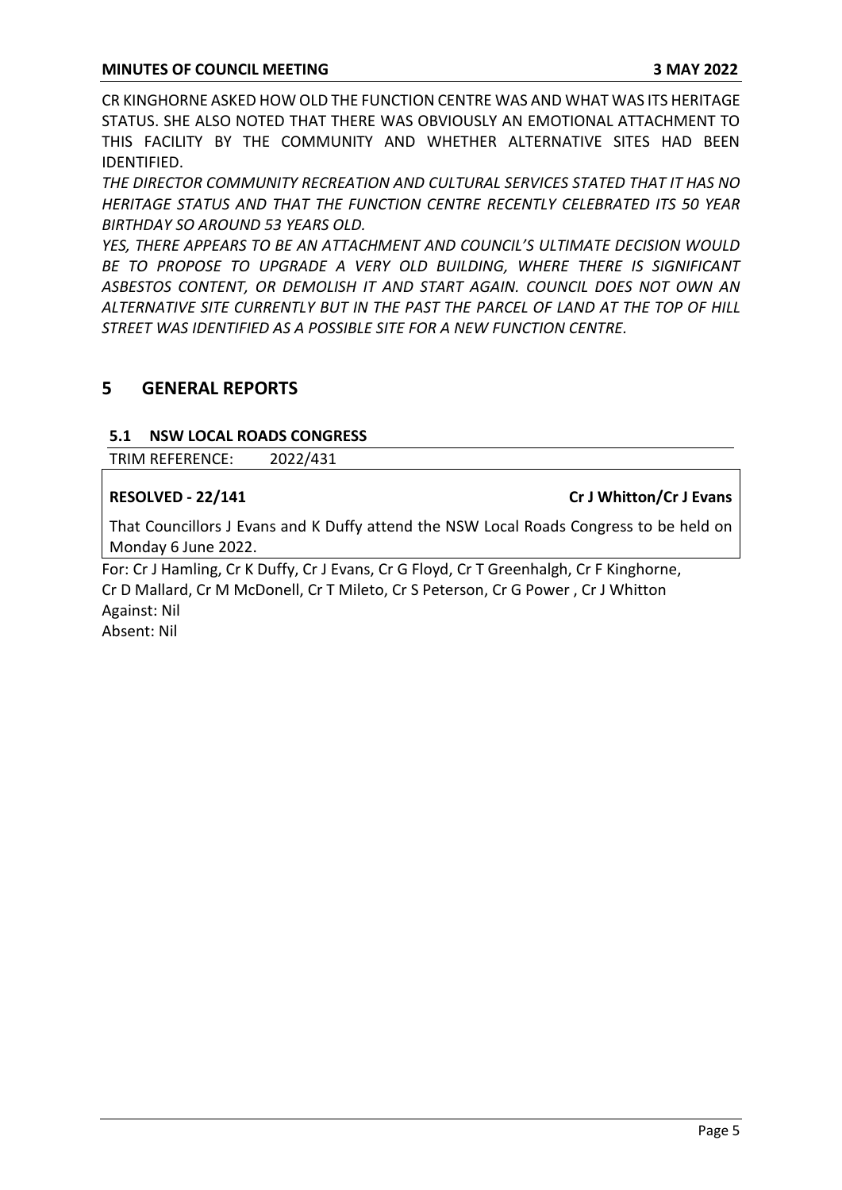CR KINGHORNE ASKED HOW OLD THE FUNCTION CENTRE WAS AND WHAT WAS ITS HERITAGE STATUS. SHE ALSO NOTED THAT THERE WAS OBVIOUSLY AN EMOTIONAL ATTACHMENT TO THIS FACILITY BY THE COMMUNITY AND WHETHER ALTERNATIVE SITES HAD BEEN IDENTIFIED.

*THE DIRECTOR COMMUNITY RECREATION AND CULTURAL SERVICES STATED THAT IT HAS NO HERITAGE STATUS AND THAT THE FUNCTION CENTRE RECENTLY CELEBRATED ITS 50 YEAR BIRTHDAY SO AROUND 53 YEARS OLD.*

*YES, THERE APPEARS TO BE AN ATTACHMENT AND COUNCIL'S ULTIMATE DECISION WOULD BE TO PROPOSE TO UPGRADE A VERY OLD BUILDING, WHERE THERE IS SIGNIFICANT ASBESTOS CONTENT, OR DEMOLISH IT AND START AGAIN. COUNCIL DOES NOT OWN AN ALTERNATIVE SITE CURRENTLY BUT IN THE PAST THE PARCEL OF LAND AT THE TOP OF HILL STREET WAS IDENTIFIED AS A POSSIBLE SITE FOR A NEW FUNCTION CENTRE.*

# 5 GENERAL REPORTS

## 5.1 NSW LOCAL ROADS CONGRESS

TRIM REFERENCE: 2022/431

**RESOLVED - 22/141** **Cr J Whitton/Cr J Evans**

That Councillors J Evans and K Duffy attend the NSW Local Roads Congress to be held on Monday 6 June 2022.

For: Cr J Hamling, Cr K Duffy, Cr J Evans, Cr G Floyd, Cr T Greenhalgh, Cr F Kinghorne, Cr D Mallard, Cr M McDonell, Cr T Mileto, Cr S Peterson, Cr G Power , Cr J Whitton
Against: Nil
Absent: Nil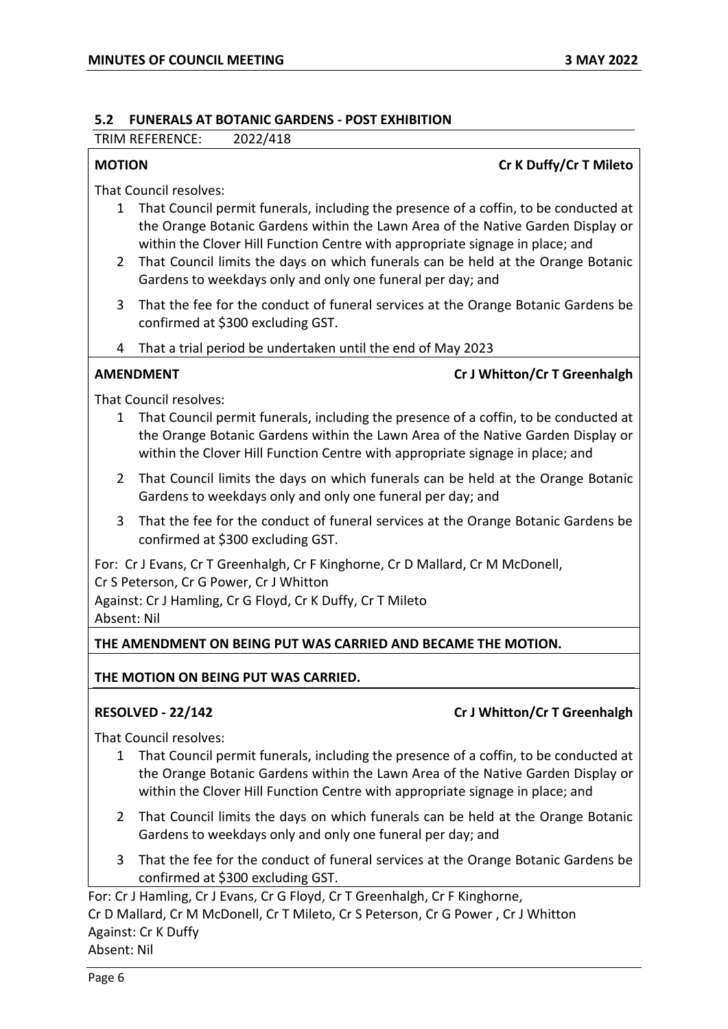## 5.2 FUNERALS AT BOTANIC GARDENS - POST EXHIBITION

TRIM REFERENCE: 2022/418

**MOTION** **Cr K Duffy/Cr T Mileto**

That Council resolves:

1. That Council permit funerals, including the presence of a coffin, to be conducted at the Orange Botanic Gardens within the Lawn Area of the Native Garden Display or within the Clover Hill Function Centre with appropriate signage in place; and
2. That Council limits the days on which funerals can be held at the Orange Botanic Gardens to weekdays only and only one funeral per day; and
3. That the fee for the conduct of funeral services at the Orange Botanic Gardens be confirmed at $300 excluding GST.
4. That a trial period be undertaken until the end of May 2023

**AMENDMENT** **Cr J Whitton/Cr T Greenhalgh**

That Council resolves:

1. That Council permit funerals, including the presence of a coffin, to be conducted at the Orange Botanic Gardens within the Lawn Area of the Native Garden Display or within the Clover Hill Function Centre with appropriate signage in place; and
2. That Council limits the days on which funerals can be held at the Orange Botanic Gardens to weekdays only and only one funeral per day; and
3. That the fee for the conduct of funeral services at the Orange Botanic Gardens be confirmed at $300 excluding GST.

For: Cr J Evans, Cr T Greenhalgh, Cr F Kinghorne, Cr D Mallard, Cr M McDonell, Cr S Peterson, Cr G Power, Cr J Whitton
Against: Cr J Hamling, Cr G Floyd, Cr K Duffy, Cr T Mileto
Absent: Nil

**THE AMENDMENT ON BEING PUT WAS CARRIED AND BECAME THE MOTION.**

**THE MOTION ON BEING PUT WAS CARRIED.**

**RESOLVED - 22/142** **Cr J Whitton/Cr T Greenhalgh**

That Council resolves:

1. That Council permit funerals, including the presence of a coffin, to be conducted at the Orange Botanic Gardens within the Lawn Area of the Native Garden Display or within the Clover Hill Function Centre with appropriate signage in place; and
2. That Council limits the days on which funerals can be held at the Orange Botanic Gardens to weekdays only and only one funeral per day; and
3. That the fee for the conduct of funeral services at the Orange Botanic Gardens be confirmed at $300 excluding GST.

For: Cr J Hamling, Cr J Evans, Cr G Floyd, Cr T Greenhalgh, Cr F Kinghorne, Cr D Mallard, Cr M McDonell, Cr T Mileto, Cr S Peterson, Cr G Power , Cr J Whitton
Against: Cr K Duffy
Absent: Nil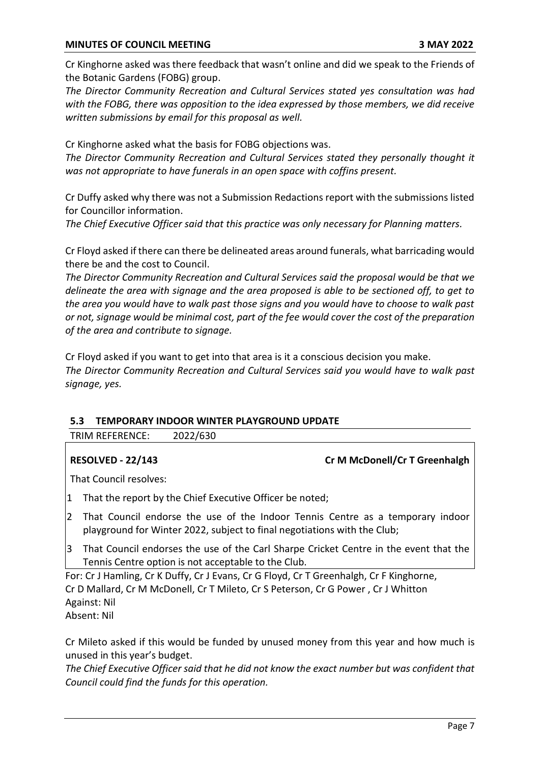Cr Kinghorne asked was there feedback that wasn't online and did we speak to the Friends of the Botanic Gardens (FOBG) group.

*The Director Community Recreation and Cultural Services stated yes consultation was had with the FOBG, there was opposition to the idea expressed by those members, we did receive written submissions by email for this proposal as well.*

Cr Kinghorne asked what the basis for FOBG objections was.

*The Director Community Recreation and Cultural Services stated they personally thought it was not appropriate to have funerals in an open space with coffins present.*

Cr Duffy asked why there was not a Submission Redactions report with the submissions listed for Councillor information.

*The Chief Executive Officer said that this practice was only necessary for Planning matters.*

Cr Floyd asked if there can there be delineated areas around funerals, what barricading would there be and the cost to Council.

*The Director Community Recreation and Cultural Services said the proposal would be that we delineate the area with signage and the area proposed is able to be sectioned off, to get to the area you would have to walk past those signs and you would have to choose to walk past or not, signage would be minimal cost, part of the fee would cover the cost of the preparation of the area and contribute to signage.*

Cr Floyd asked if you want to get into that area is it a conscious decision you make.

*The Director Community Recreation and Cultural Services said you would have to walk past signage, yes.*

## 5.3 TEMPORARY INDOOR WINTER PLAYGROUND UPDATE

TRIM REFERENCE: 2022/630

**RESOLVED - 22/143** **Cr M McDonell/Cr T Greenhalgh**

That Council resolves:

1. That the report by the Chief Executive Officer be noted;
2. That Council endorse the use of the Indoor Tennis Centre as a temporary indoor playground for Winter 2022, subject to final negotiations with the Club;
3. That Council endorses the use of the Carl Sharpe Cricket Centre in the event that the Tennis Centre option is not acceptable to the Club.

For: Cr J Hamling, Cr K Duffy, Cr J Evans, Cr G Floyd, Cr T Greenhalgh, Cr F Kinghorne, Cr D Mallard, Cr M McDonell, Cr T Mileto, Cr S Peterson, Cr G Power , Cr J Whitton
Against: Nil
Absent: Nil

Cr Mileto asked if this would be funded by unused money from this year and how much is unused in this year's budget.

*The Chief Executive Officer said that he did not know the exact number but was confident that Council could find the funds for this operation.*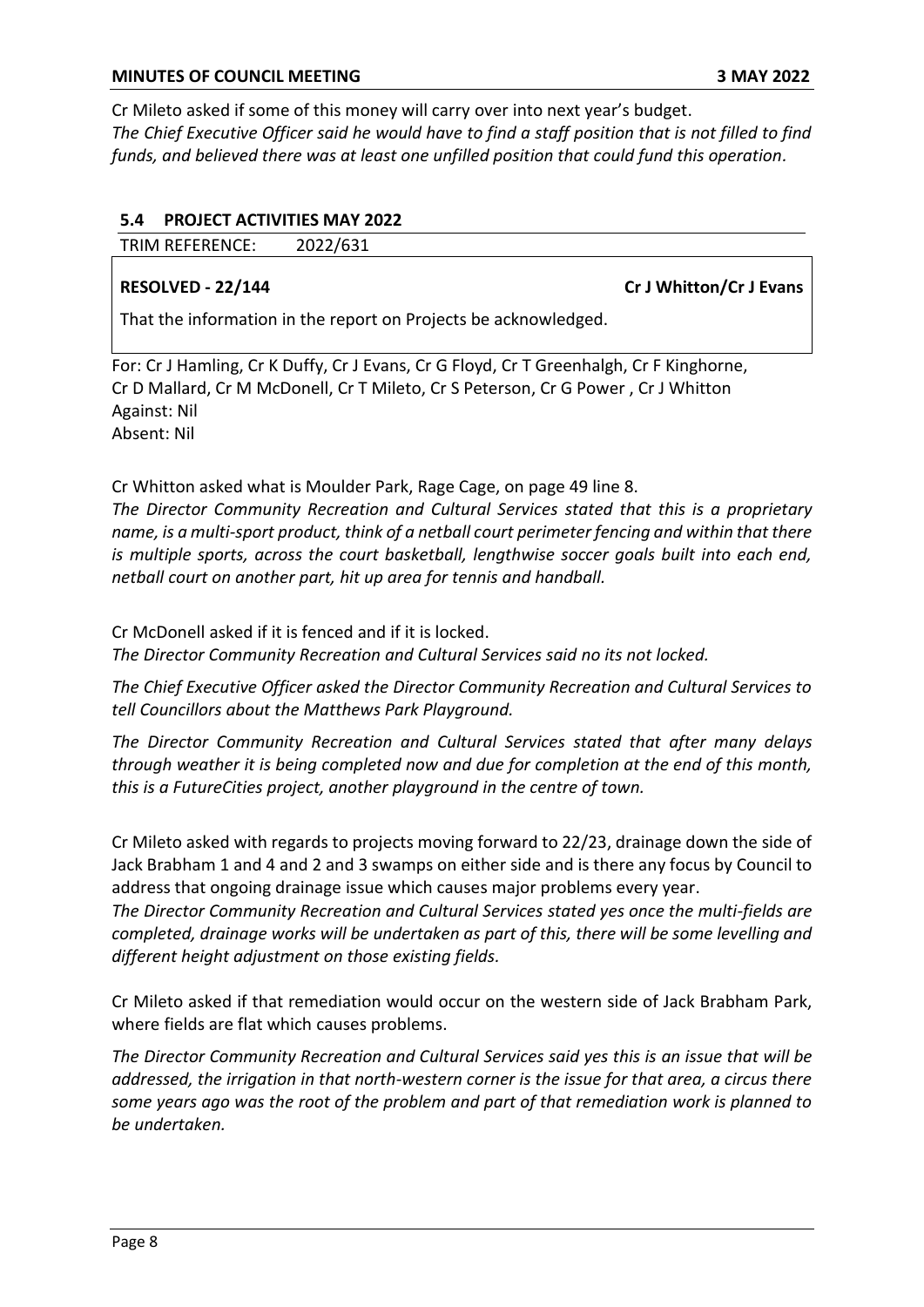Cr Mileto asked if some of this money will carry over into next year's budget.

*The Chief Executive Officer said he would have to find a staff position that is not filled to find funds, and believed there was at least one unfilled position that could fund this operation.*

### 5.4 PROJECT ACTIVITIES MAY 2022

TRIM REFERENCE: 2022/631

**RESOLVED - 22/144** **Cr J Whitton/Cr J Evans**

That the information in the report on Projects be acknowledged.

For: Cr J Hamling, Cr K Duffy, Cr J Evans, Cr G Floyd, Cr T Greenhalgh, Cr F Kinghorne, Cr D Mallard, Cr M McDonell, Cr T Mileto, Cr S Peterson, Cr G Power , Cr J Whitton
Against: Nil
Absent: Nil

Cr Whitton asked what is Moulder Park, Rage Cage, on page 49 line 8.

*The Director Community Recreation and Cultural Services stated that this is a proprietary name, is a multi-sport product, think of a netball court perimeter fencing and within that there is multiple sports, across the court basketball, lengthwise soccer goals built into each end, netball court on another part, hit up area for tennis and handball.*

Cr McDonell asked if it is fenced and if it is locked.

*The Director Community Recreation and Cultural Services said no its not locked.*

*The Chief Executive Officer asked the Director Community Recreation and Cultural Services to tell Councillors about the Matthews Park Playground.*

*The Director Community Recreation and Cultural Services stated that after many delays through weather it is being completed now and due for completion at the end of this month, this is a FutureCities project, another playground in the centre of town.*

Cr Mileto asked with regards to projects moving forward to 22/23, drainage down the side of Jack Brabham 1 and 4 and 2 and 3 swamps on either side and is there any focus by Council to address that ongoing drainage issue which causes major problems every year.

*The Director Community Recreation and Cultural Services stated yes once the multi-fields are completed, drainage works will be undertaken as part of this, there will be some levelling and different height adjustment on those existing fields.*

Cr Mileto asked if that remediation would occur on the western side of Jack Brabham Park, where fields are flat which causes problems.

*The Director Community Recreation and Cultural Services said yes this is an issue that will be addressed, the irrigation in that north-western corner is the issue for that area, a circus there some years ago was the root of the problem and part of that remediation work is planned to be undertaken.*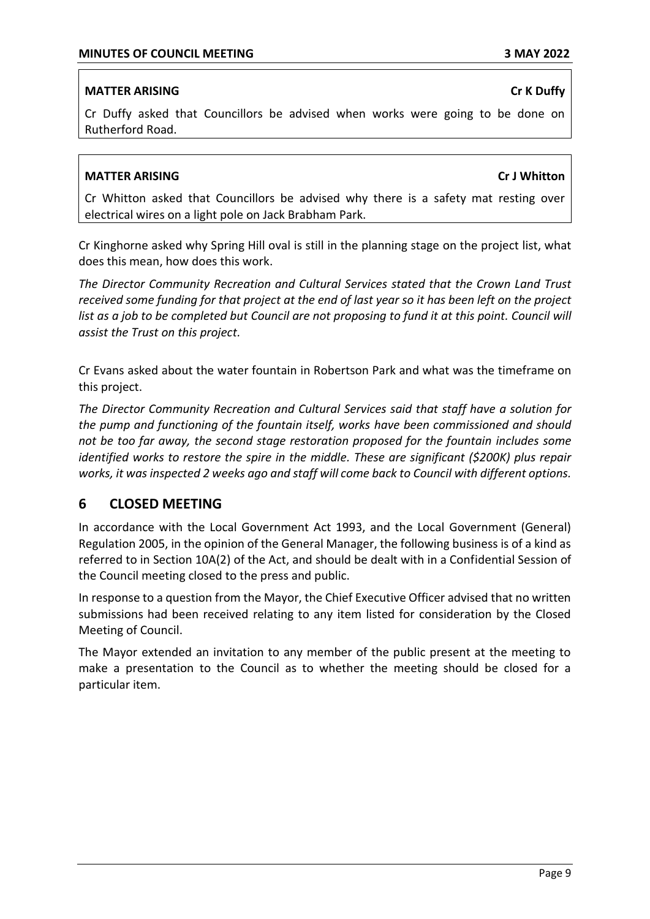**MATTER ARISING** **Cr K Duffy**

Cr Duffy asked that Councillors be advised when works were going to be done on Rutherford Road.

**MATTER ARISING** **Cr J Whitton**

Cr Whitton asked that Councillors be advised why there is a safety mat resting over electrical wires on a light pole on Jack Brabham Park.

Cr Kinghorne asked why Spring Hill oval is still in the planning stage on the project list, what does this mean, how does this work.

*The Director Community Recreation and Cultural Services stated that the Crown Land Trust received some funding for that project at the end of last year so it has been left on the project list as a job to be completed but Council are not proposing to fund it at this point. Council will assist the Trust on this project.*

Cr Evans asked about the water fountain in Robertson Park and what was the timeframe on this project.

*The Director Community Recreation and Cultural Services said that staff have a solution for the pump and functioning of the fountain itself, works have been commissioned and should not be too far away, the second stage restoration proposed for the fountain includes some identified works to restore the spire in the middle. These are significant ($200K) plus repair works, it was inspected 2 weeks ago and staff will come back to Council with different options.*

## 6 CLOSED MEETING

In accordance with the Local Government Act 1993, and the Local Government (General) Regulation 2005, in the opinion of the General Manager, the following business is of a kind as referred to in Section 10A(2) of the Act, and should be dealt with in a Confidential Session of the Council meeting closed to the press and public.

In response to a question from the Mayor, the Chief Executive Officer advised that no written submissions had been received relating to any item listed for consideration by the Closed Meeting of Council.

The Mayor extended an invitation to any member of the public present at the meeting to make a presentation to the Council as to whether the meeting should be closed for a particular item.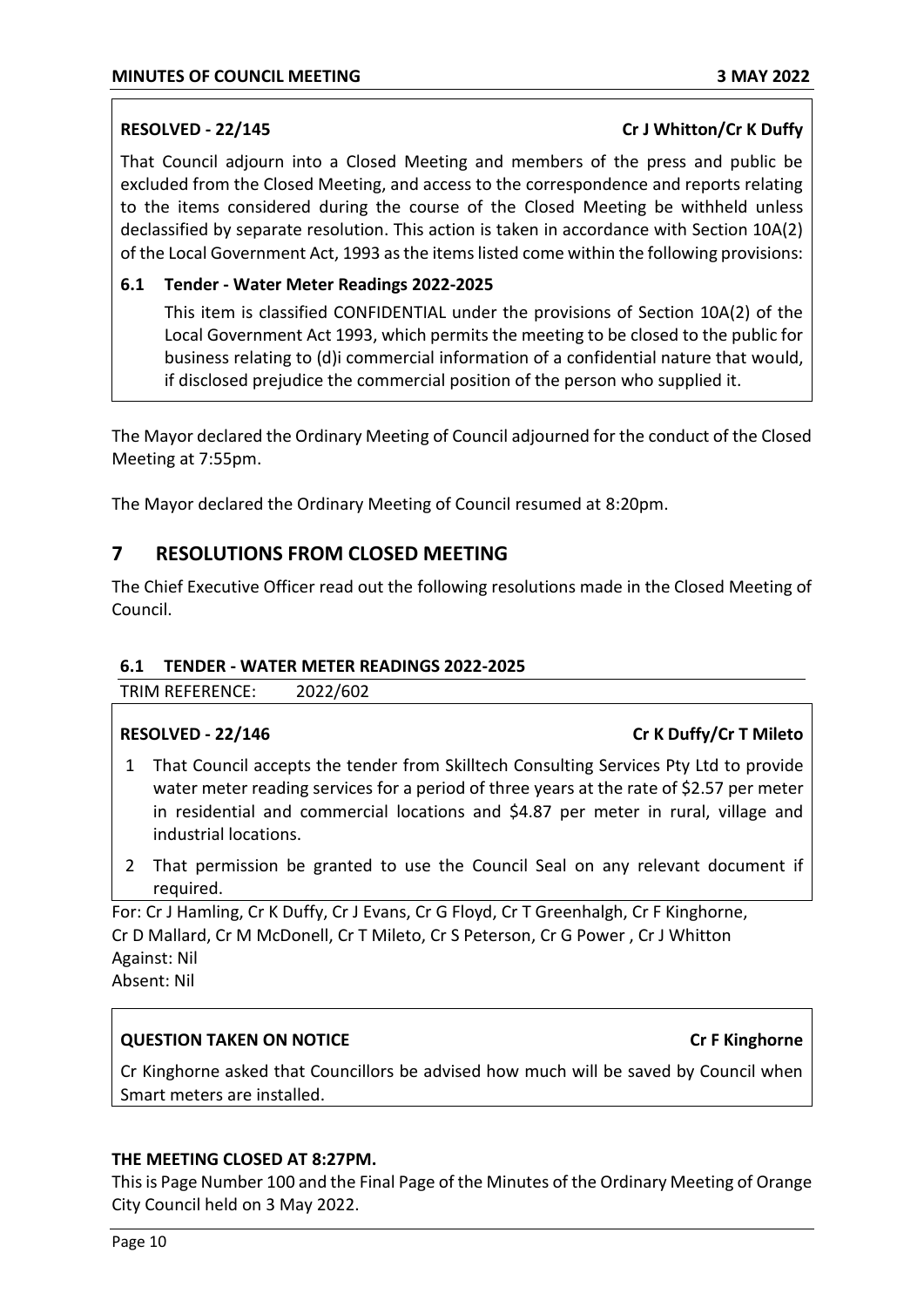**RESOLVED - 22/145** **Cr J Whitton/Cr K Duffy**

That Council adjourn into a Closed Meeting and members of the press and public be excluded from the Closed Meeting, and access to the correspondence and reports relating to the items considered during the course of the Closed Meeting be withheld unless declassified by separate resolution. This action is taken in accordance with Section 10A(2) of the Local Government Act, 1993 as the items listed come within the following provisions:

**6.1 Tender - Water Meter Readings 2022-2025**

This item is classified CONFIDENTIAL under the provisions of Section 10A(2) of the Local Government Act 1993, which permits the meeting to be closed to the public for business relating to (d)i commercial information of a confidential nature that would, if disclosed prejudice the commercial position of the person who supplied it.

The Mayor declared the Ordinary Meeting of Council adjourned for the conduct of the Closed Meeting at 7:55pm.

The Mayor declared the Ordinary Meeting of Council resumed at 8:20pm.

# 7 RESOLUTIONS FROM CLOSED MEETING

The Chief Executive Officer read out the following resolutions made in the Closed Meeting of Council.

### 6.1 TENDER - WATER METER READINGS 2022-2025

TRIM REFERENCE: 2022/602

**RESOLVED - 22/146** **Cr K Duffy/Cr T Mileto**

1. That Council accepts the tender from Skilltech Consulting Services Pty Ltd to provide water meter reading services for a period of three years at the rate of $2.57 per meter in residential and commercial locations and $4.87 per meter in rural, village and industrial locations.
2. That permission be granted to use the Council Seal on any relevant document if required.

For: Cr J Hamling, Cr K Duffy, Cr J Evans, Cr G Floyd, Cr T Greenhalgh, Cr F Kinghorne, Cr D Mallard, Cr M McDonell, Cr T Mileto, Cr S Peterson, Cr G Power , Cr J Whitton
Against: Nil
Absent: Nil

**QUESTION TAKEN ON NOTICE** **Cr F Kinghorne**

Cr Kinghorne asked that Councillors be advised how much will be saved by Council when Smart meters are installed.

**THE MEETING CLOSED AT 8:27PM.**

This is Page Number 100 and the Final Page of the Minutes of the Ordinary Meeting of Orange City Council held on 3 May 2022.